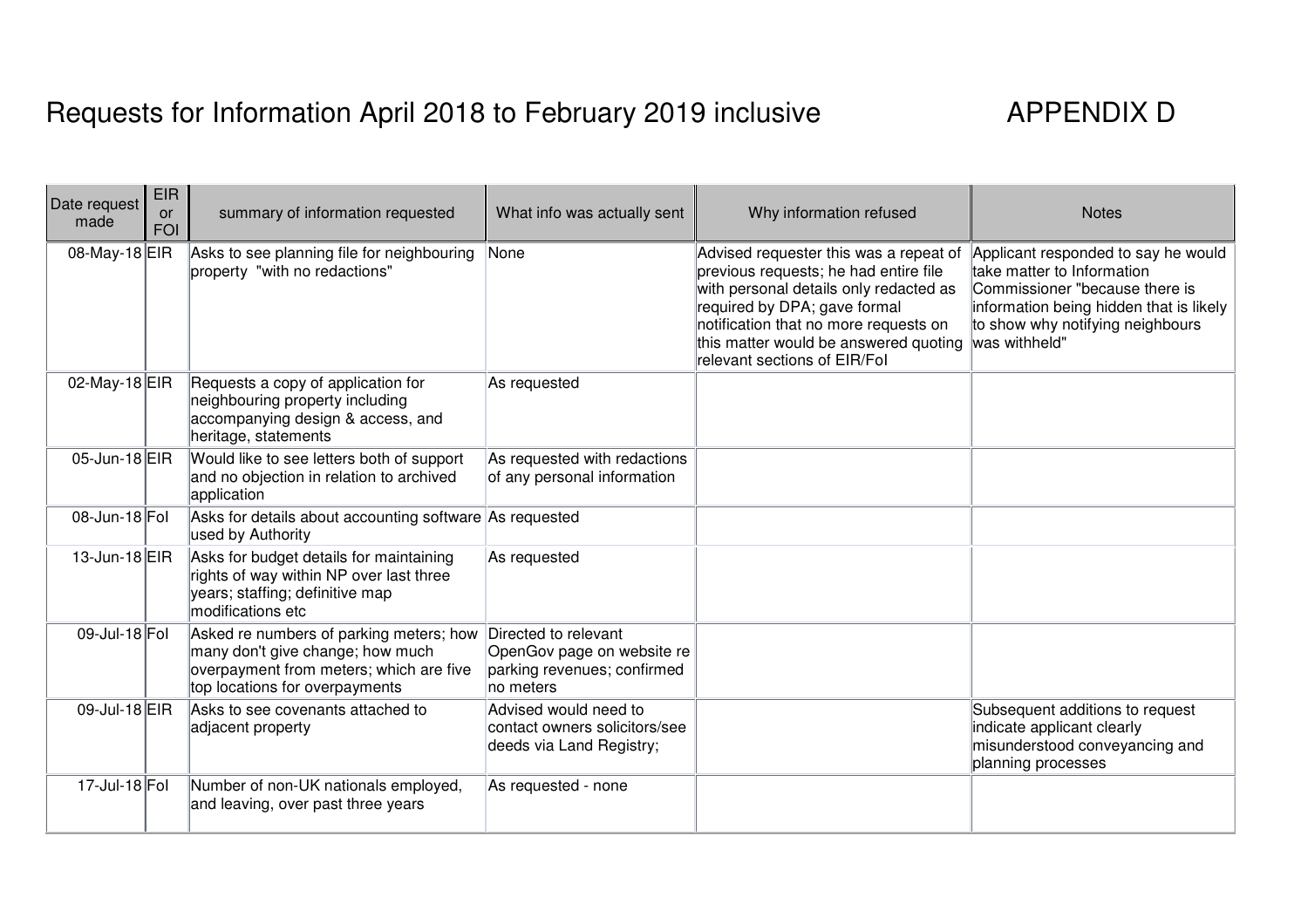# Requests for Information April 2018 to February 2019 inclusive APPENDIX D

| Date request made | EIR or FOI | summary of information requested | What info was actually sent | Why information refused | Notes |
|---|---|---|---|---|---|
| 08-May-18 | EIR | Asks to see planning file for neighbouring property "with no redactions" | None | Advised requester this was a repeat of previous requests; he had entire file with personal details only redacted as required by DPA; gave formal notification that no more requests on this matter would be answered quoting relevant sections of EIR/FoI | Applicant responded to say he would take matter to Information Commissioner "because there is information being hidden that is likely to show why notifying neighbours was withheld" |
| 02-May-18 | EIR | Requests a copy of application for neighbouring property including accompanying design & access, and heritage, statements | As requested | | |
| 05-Jun-18 | EIR | Would like to see letters both of support and no objection in relation to archived application | As requested with redactions of any personal information | | |
| 08-Jun-18 | FoI | Asks for details about accounting software used by Authority | As requested | | |
| 13-Jun-18 | EIR | Asks for budget details for maintaining rights of way within NP over last three years; staffing; definitive map modifications etc | As requested | | |
| 09-Jul-18 | FoI | Asked re numbers of parking meters; how many don't give change; how much overpayment from meters; which are five top locations for overpayments | Directed to relevant OpenGov page on website re parking revenues; confirmed no meters | | |
| 09-Jul-18 | EIR | Asks to see covenants attached to adjacent property | Advised would need to contact owners solicitors/see deeds via Land Registry; | | Subsequent additions to request indicate applicant clearly misunderstood conveyancing and planning processes |
| 17-Jul-18 | FoI | Number of non-UK nationals employed, and leaving, over past three years | As requested - none | | |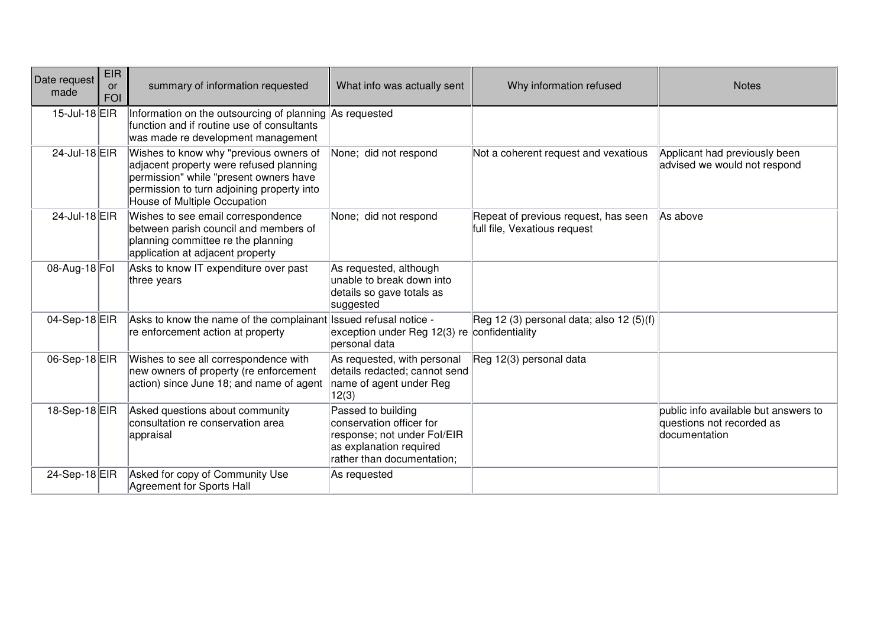| Date request made | EIR or FOI | summary of information requested | What info was actually sent | Why information refused | Notes |
|---|---|---|---|---|---|
| 15-Jul-18 | EIR | Information on the outsourcing of planning function and if routine use of consultants was made re development management | As requested | | |
| 24-Jul-18 | EIR | Wishes to know why "previous owners of adjacent property were refused planning permission" while "present owners have permission to turn adjoining property into House of Multiple Occupation | None; did not respond | Not a coherent request and vexatious | Applicant had previously been advised we would not respond |
| 24-Jul-18 | EIR | Wishes to see email correspondence between parish council and members of planning committee re the planning application at adjacent property | None; did not respond | Repeat of previous request, has seen full file, Vexatious request | As above |
| 08-Aug-18 | FoI | Asks to know IT expenditure over past three years | As requested, although unable to break down into details so gave totals as suggested | | |
| 04-Sep-18 | EIR | Asks to know the name of the complainant re enforcement action at property | Issued refusal notice - exception under Reg 12(3) re personal data | Reg 12 (3) personal data; also 12 (5)(f) confidentiality | |
| 06-Sep-18 | EIR | Wishes to see all correspondence with new owners of property (re enforcement action) since June 18; and name of agent | As requested, with personal details redacted; cannot send name of agent under Reg 12(3) | Reg 12(3) personal data | |
| 18-Sep-18 | EIR | Asked questions about community consultation re conservation area appraisal | Passed to building conservation officer for response; not under FoI/EIR as explanation required rather than documentation; | | public info available but answers to questions not recorded as documentation |
| 24-Sep-18 | EIR | Asked for copy of Community Use Agreement for Sports Hall | As requested | | |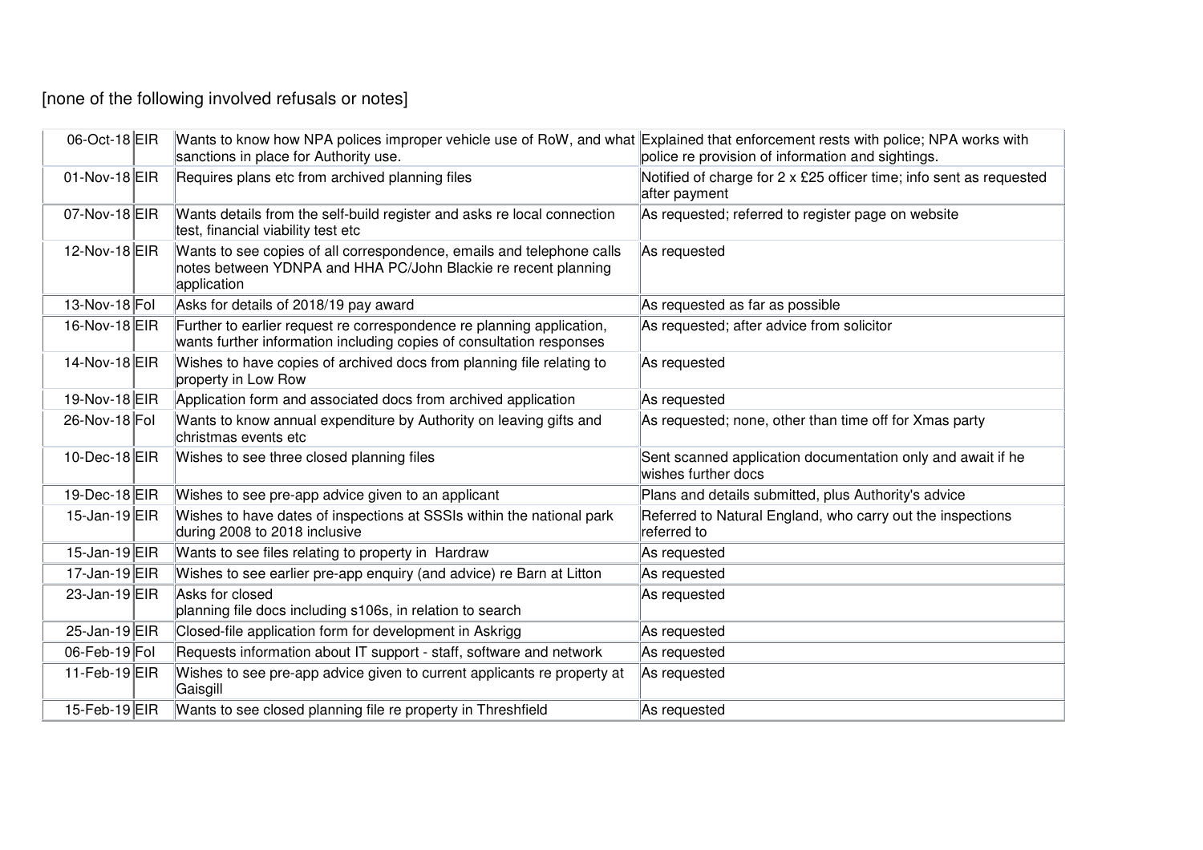[none of the following involved refusals or notes]

| | | | |
|---|---|---|---|
| 06-Oct-18 | EIR | Wants to know how NPA polices improper vehicle use of RoW, and what sanctions in place for Authority use. | Explained that enforcement rests with police; NPA works with police re provision of information and sightings. |
| 01-Nov-18 | EIR | Requires plans etc from archived planning files | Notified of charge for 2 x £25 officer time; info sent as requested after payment |
| 07-Nov-18 | EIR | Wants details from the self-build register and asks re local connection test, financial viability test etc | As requested; referred to register page on website |
| 12-Nov-18 | EIR | Wants to see copies of all correspondence, emails and telephone calls notes between YDNPA and HHA PC/John Blackie re recent planning application | As requested |
| 13-Nov-18 | FoI | Asks for details of 2018/19 pay award | As requested as far as possible |
| 16-Nov-18 | EIR | Further to earlier request re correspondence re planning application, wants further information including copies of consultation responses | As requested; after advice from solicitor |
| 14-Nov-18 | EIR | Wishes to have copies of archived docs from planning file relating to property in Low Row | As requested |
| 19-Nov-18 | EIR | Application form and associated docs from archived application | As requested |
| 26-Nov-18 | FoI | Wants to know annual expenditure by Authority on leaving gifts and christmas events etc | As requested; none, other than time off for Xmas party |
| 10-Dec-18 | EIR | Wishes to see three closed planning files | Sent scanned application documentation only and await if he wishes further docs |
| 19-Dec-18 | EIR | Wishes to see pre-app advice given to an applicant | Plans and details submitted, plus Authority's advice |
| 15-Jan-19 | EIR | Wishes to have dates of inspections at SSSIs within the national park during 2008 to 2018 inclusive | Referred to Natural England, who carry out the inspections referred to |
| 15-Jan-19 | EIR | Wants to see files relating to property in Hardraw | As requested |
| 17-Jan-19 | EIR | Wishes to see earlier pre-app enquiry (and advice) re Barn at Litton | As requested |
| 23-Jan-19 | EIR | Asks for closed planning file docs including s106s, in relation to search | As requested |
| 25-Jan-19 | EIR | Closed-file application form for development in Askrigg | As requested |
| 06-Feb-19 | FoI | Requests information about IT support - staff, software and network | As requested |
| 11-Feb-19 | EIR | Wishes to see pre-app advice given to current applicants re property at Gaisgill | As requested |
| 15-Feb-19 | EIR | Wants to see closed planning file re property in Threshfield | As requested |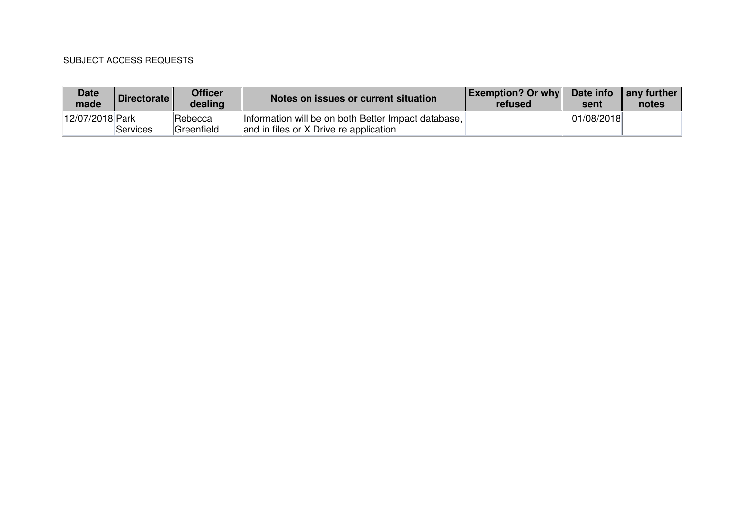SUBJECT ACCESS REQUESTS

| Date made | Directorate | Officer dealing | Notes on issues or current situation | Exemption? Or why refused | Date info sent | any further notes |
| --- | --- | --- | --- | --- | --- | --- |
| 12/07/2018 | Park Services | Rebecca Greenfield | Information will be on both Better Impact database, and in files or X Drive re application | | 01/08/2018 | |